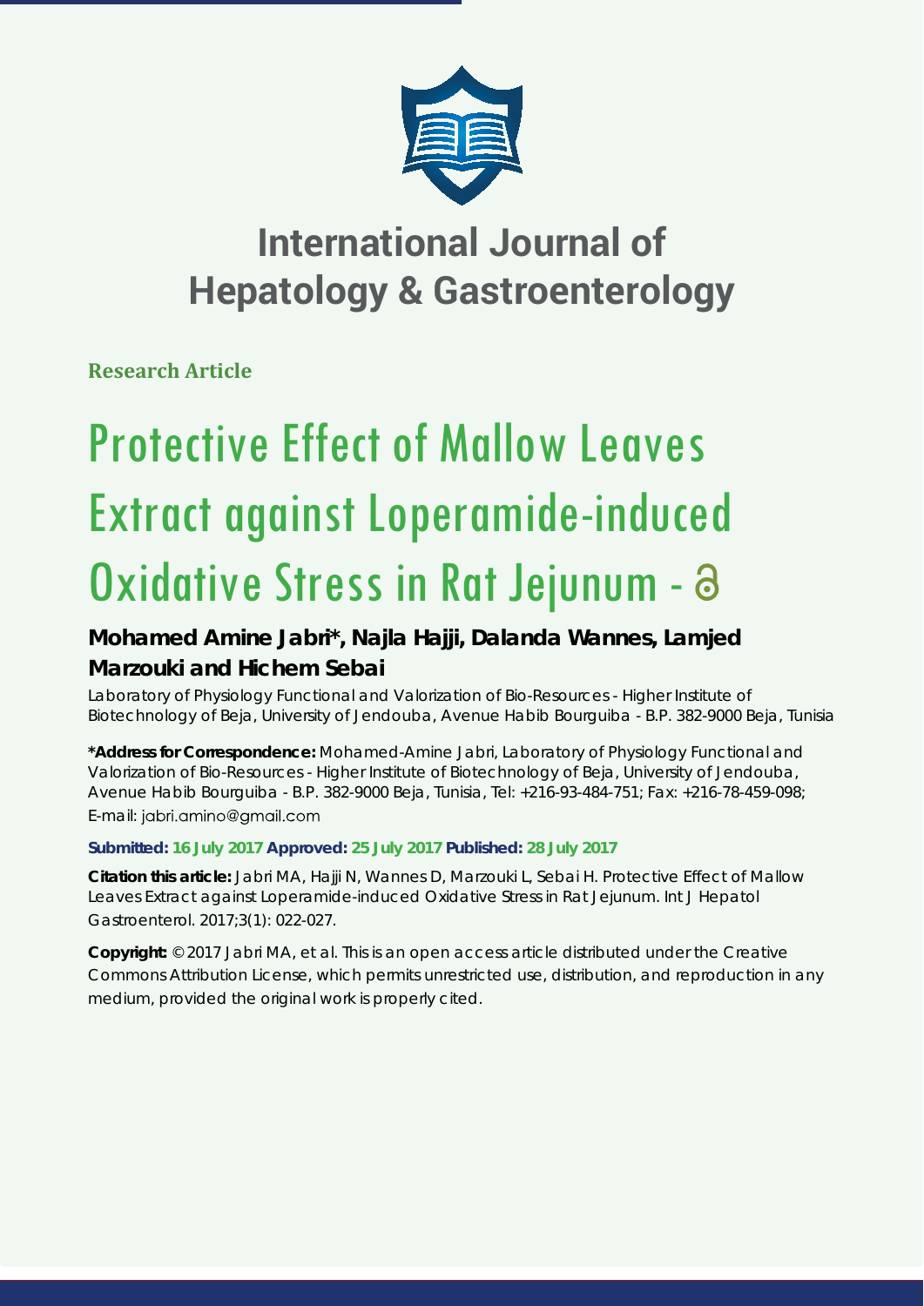# International Journal of Hepatology & Gastroenterology

**Research Article**

# Protective Effect of Mallow Leaves Extract against Loperamide-induced Oxidative Stress in Rat Jejunum -

**Mohamed Amine Jabri*, Najla Hajji, Dalanda Wannes, Lamjed Marzouki and Hichem Sebai**

Laboratory of Physiology Functional and Valorization of Bio-Resources - Higher Institute of Biotechnology of Beja, University of Jendouba, Avenue Habib Bourguiba - B.P. 382-9000 Beja, Tunisia

***Address for Correspondence:** Mohamed-Amine Jabri, Laboratory of Physiology Functional and Valorization of Bio-Resources - Higher Institute of Biotechnology of Beja, University of Jendouba, Avenue Habib Bourguiba - B.P. 382-9000 Beja, Tunisia, Tel: +216-93-484-751; Fax: +216-78-459-098; E-mail: jabri.amino@gmail.com

**Submitted: 16 July 2017 Approved: 25 July 2017 Published: 28 July 2017**

**Citation this article:** Jabri MA, Hajji N, Wannes D, Marzouki L, Sebai H. Protective Effect of Mallow Leaves Extract against Loperamide-induced Oxidative Stress in Rat Jejunum. Int J Hepatol Gastroenterol. 2017;3(1): 022-027.

**Copyright:** © 2017 Jabri MA, et al. This is an open access article distributed under the Creative Commons Attribution License, which permits unrestricted use, distribution, and reproduction in any medium, provided the original work is properly cited.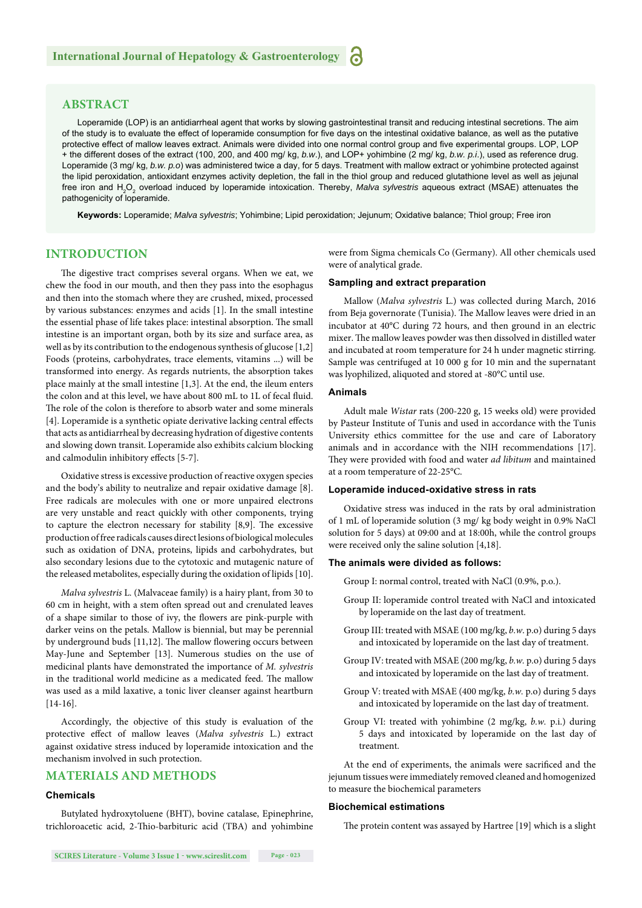## ABSTRACT

Loperamide (LOP) is an antidiarrheal agent that works by slowing gastrointestinal transit and reducing intestinal secretions. The aim of the study is to evaluate the effect of loperamide consumption for five days on the intestinal oxidative balance, as well as the putative protective effect of mallow leaves extract. Animals were divided into one normal control group and five experimental groups. LOP, LOP + the different doses of the extract (100, 200, and 400 mg/ kg, *b.w.*), and LOP+ yohimbine (2 mg/ kg, *b.w. p.i.*), used as reference drug. Loperamide (3 mg/ kg, *b.w. p.o*) was administered twice a day, for 5 days. Treatment with mallow extract or yohimbine protected against the lipid peroxidation, antioxidant enzymes activity depletion, the fall in the thiol group and reduced glutathione level as well as jejunal free iron and $H_2O_2$ overload induced by loperamide intoxication. Thereby, *Malva sylvestris* aqueous extract (MSAE) attenuates the pathogenicity of loperamide.

**Keywords:** Loperamide; *Malva sylvestris*; Yohimbine; Lipid peroxidation; Jejunum; Oxidative balance; Thiol group; Free iron

## INTRODUCTION

The digestive tract comprises several organs. When we eat, we chew the food in our mouth, and then they pass into the esophagus and then into the stomach where they are crushed, mixed, processed by various substances: enzymes and acids [1]. In the small intestine the essential phase of life takes place: intestinal absorption. The small intestine is an important organ, both by its size and surface area, as well as by its contribution to the endogenous synthesis of glucose [1,2] Foods (proteins, carbohydrates, trace elements, vitamins ...) will be transformed into energy. As regards nutrients, the absorption takes place mainly at the small intestine [1,3]. At the end, the ileum enters the colon and at this level, we have about 800 mL to 1L of fecal fluid. The role of the colon is therefore to absorb water and some minerals [4]. Loperamide is a synthetic opiate derivative lacking central effects that acts as antidiarrheal by decreasing hydration of digestive contents and slowing down transit. Loperamide also exhibits calcium blocking and calmodulin inhibitory effects [5-7].

Oxidative stress is excessive production of reactive oxygen species and the body's ability to neutralize and repair oxidative damage [8]. Free radicals are molecules with one or more unpaired electrons are very unstable and react quickly with other components, trying to capture the electron necessary for stability [8,9]. The excessive production of free radicals causes direct lesions of biological molecules such as oxidation of DNA, proteins, lipids and carbohydrates, but also secondary lesions due to the cytotoxic and mutagenic nature of the released metabolites, especially during the oxidation of lipids [10].

*Malva sylvestris* L. (Malvaceae family) is a hairy plant, from 30 to 60 cm in height, with a stem often spread out and crenulated leaves of a shape similar to those of ivy, the flowers are pink-purple with darker veins on the petals. Mallow is biennial, but may be perennial by underground buds [11,12]. The mallow flowering occurs between May-June and September [13]. Numerous studies on the use of medicinal plants have demonstrated the importance of *M. sylvestris* in the traditional world medicine as a medicated feed. The mallow was used as a mild laxative, a tonic liver cleanser against heartburn [14-16].

Accordingly, the objective of this study is evaluation of the protective effect of mallow leaves (*Malva sylvestris* L.) extract against oxidative stress induced by loperamide intoxication and the mechanism involved in such protection.

## MATERIALS AND METHODS

### Chemicals

Butylated hydroxytoluene (BHT), bovine catalase, Epinephrine, trichloroacetic acid, 2-Thio-barbituric acid (TBA) and yohimbine were from Sigma chemicals Co (Germany). All other chemicals used were of analytical grade.

### Sampling and extract preparation

Mallow (*Malva sylvestris* L.) was collected during March, 2016 from Beja governorate (Tunisia). The Mallow leaves were dried in an incubator at 40°C during 72 hours, and then ground in an electric mixer. The mallow leaves powder was then dissolved in distilled water and incubated at room temperature for 24 h under magnetic stirring. Sample was centrifuged at 10 000 g for 10 min and the supernatant was lyophilized, aliquoted and stored at -80°C until use.

### Animals

Adult male *Wistar* rats (200-220 g, 15 weeks old) were provided by Pasteur Institute of Tunis and used in accordance with the Tunis University ethics committee for the use and care of Laboratory animals and in accordance with the NIH recommendations [17]. They were provided with food and water *ad libitum* and maintained at a room temperature of 22-25°C.

### Loperamide induced-oxidative stress in rats

Oxidative stress was induced in the rats by oral administration of 1 mL of loperamide solution (3 mg/ kg body weight in 0.9% NaCl solution for 5 days) at 09:00 and at 18:00h, while the control groups were received only the saline solution [4,18].

### The animals were divided as follows:

Group I: normal control, treated with NaCl (0.9%, p.o.).

Group II: loperamide control treated with NaCl and intoxicated by loperamide on the last day of treatment.

Group III: treated with MSAE (100 mg/kg, *b.w*. p.o) during 5 days and intoxicated by loperamide on the last day of treatment.

Group IV: treated with MSAE (200 mg/kg, *b.w.* p.o) during 5 days and intoxicated by loperamide on the last day of treatment.

Group V: treated with MSAE (400 mg/kg, *b.w.* p.o) during 5 days and intoxicated by loperamide on the last day of treatment.

Group VI: treated with yohimbine (2 mg/kg, *b.w.* p.i.) during 5 days and intoxicated by loperamide on the last day of treatment.

At the end of experiments, the animals were sacrificed and the jejunum tissues were immediately removed cleaned and homogenized to measure the biochemical parameters

### Biochemical estimations

The protein content was assayed by Hartree [19] which is a slight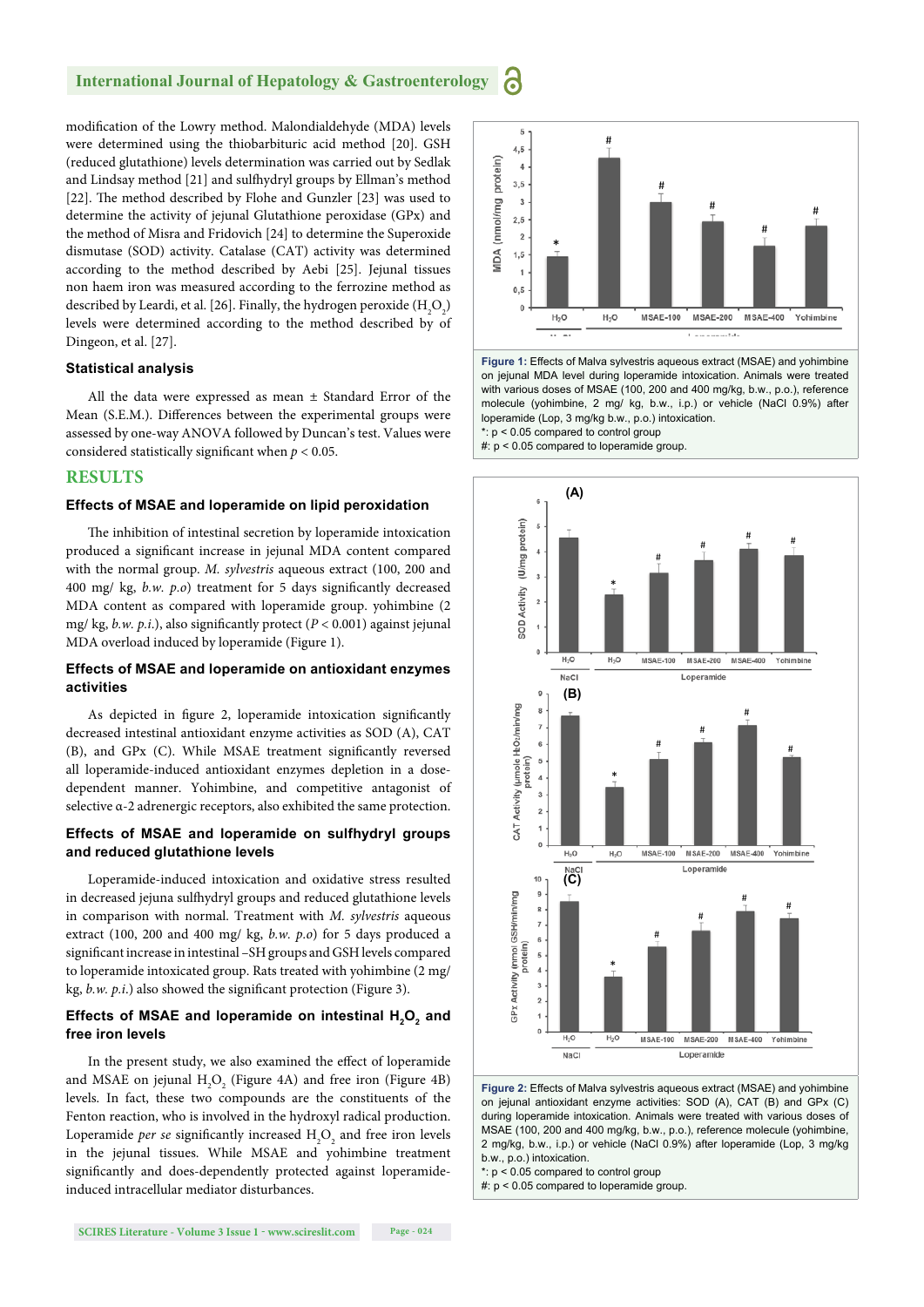modification of the Lowry method. Malondialdehyde (MDA) levels were determined using the thiobarbituric acid method [20]. GSH (reduced glutathione) levels determination was carried out by Sedlak and Lindsay method [21] and sulfhydryl groups by Ellman's method [22]. The method described by Flohe and Gunzler [23] was used to determine the activity of jejunal Glutathione peroxidase (GPx) and the method of Misra and Fridovich [24] to determine the Superoxide dismutase (SOD) activity. Catalase (CAT) activity was determined according to the method described by Aebi [25]. Jejunal tissues non haem iron was measured according to the ferrozine method as described by Leardi, et al. [26]. Finally, the hydrogen peroxide ($H_2O_2$) levels were determined according to the method described by of Dingeon, et al. [27].

### Statistical analysis

All the data were expressed as mean ± Standard Error of the Mean (S.E.M.). Differences between the experimental groups were assessed by one-way ANOVA followed by Duncan's test. Values were considered statistically significant when $p < 0.05$.

## RESULTS

### Effects of MSAE and loperamide on lipid peroxidation

The inhibition of intestinal secretion by loperamide intoxication produced a significant increase in jejunal MDA content compared with the normal group. *M. sylvestris* aqueous extract (100, 200 and 400 mg/ kg, *b.w. p.o*) treatment for 5 days significantly decreased MDA content as compared with loperamide group. yohimbine (2 mg/ kg, *b.w. p.i.*), also significantly protect ($P < 0.001$) against jejunal MDA overload induced by loperamide (Figure 1).

### Effects of MSAE and loperamide on antioxidant enzymes activities

As depicted in figure 2, loperamide intoxication significantly decreased intestinal antioxidant enzyme activities as SOD (A), CAT (B), and GPx (C). While MSAE treatment significantly reversed all loperamide-induced antioxidant enzymes depletion in a dose-dependent manner. Yohimbine, and competitive antagonist of selective α-2 adrenergic receptors, also exhibited the same protection.

### Effects of MSAE and loperamide on sulfhydryl groups and reduced glutathione levels

Loperamide-induced intoxication and oxidative stress resulted in decreased jejuna sulfhydryl groups and reduced glutathione levels in comparison with normal. Treatment with *M. sylvestris* aqueous extract (100, 200 and 400 mg/ kg, *b.w. p.o*) for 5 days produced a significant increase in intestinal –SH groups and GSH levels compared to loperamide intoxicated group. Rats treated with yohimbine (2 mg/ kg, *b.w. p.i.*) also showed the significant protection (Figure 3).

### Effects of MSAE and loperamide on intestinal $H_2O_2$ and free iron levels

In the present study, we also examined the effect of loperamide and MSAE on jejunal $H_2O_2$ (Figure 4A) and free iron (Figure 4B) levels. In fact, these two compounds are the constituents of the Fenton reaction, who is involved in the hydroxyl radical production. Loperamide *per se* significantly increased $H_2O_2$ and free iron levels in the jejunal tissues. While MSAE and yohimbine treatment significantly and does-dependently protected against loperamide-induced intracellular mediator disturbances.

**Figure 1:** Effects of Malva sylvestris aqueous extract (MSAE) and yohimbine on jejunal MDA level during loperamide intoxication. Animals were treated with various doses of MSAE (100, 200 and 400 mg/kg, b.w., p.o.), reference molecule (yohimbine, 2 mg/ kg, b.w., i.p.) or vehicle (NaCl 0.9%) after loperamide (Lop, 3 mg/kg b.w., p.o.) intoxication.
*: p < 0.05 compared to control group
#: p < 0.05 compared to loperamide group.

**Figure 2:** Effects of Malva sylvestris aqueous extract (MSAE) and yohimbine on jejunal antioxidant enzyme activities: SOD (A), CAT (B) and GPx (C) during loperamide intoxication. Animals were treated with various doses of MSAE (100, 200 and 400 mg/kg, b.w., p.o.), reference molecule (yohimbine, 2 mg/kg, b.w., i.p.) or vehicle (NaCl 0.9%) after loperamide (Lop, 3 mg/kg b.w., p.o.) intoxication.
*: p < 0.05 compared to control group
#: p < 0.05 compared to loperamide group.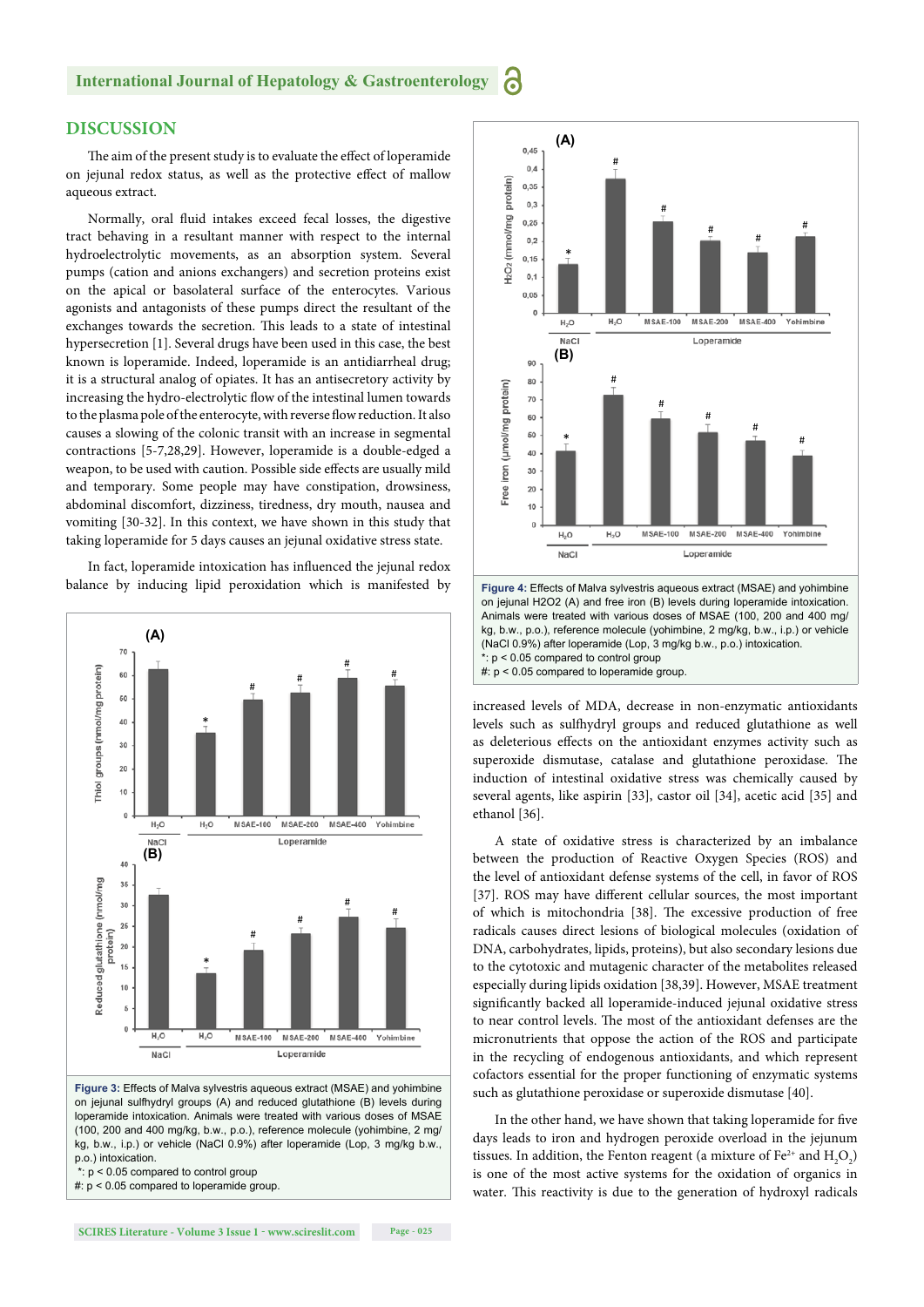## DISCUSSION

The aim of the present study is to evaluate the effect of loperamide on jejunal redox status, as well as the protective effect of mallow aqueous extract.

Normally, oral fluid intakes exceed fecal losses, the digestive tract behaving in a resultant manner with respect to the internal hydroelectrolytic movements, as an absorption system. Several pumps (cation and anions exchangers) and secretion proteins exist on the apical or basolateral surface of the enterocytes. Various agonists and antagonists of these pumps direct the resultant of the exchanges towards the secretion. This leads to a state of intestinal hypersecretion [1]. Several drugs have been used in this case, the best known is loperamide. Indeed, loperamide is an antidiarrheal drug; it is a structural analog of opiates. It has an antisecretory activity by increasing the hydro-electrolytic flow of the intestinal lumen towards to the plasma pole of the enterocyte, with reverse flow reduction. It also causes a slowing of the colonic transit with an increase in segmental contractions [5-7,28,29]. However, loperamide is a double-edged a weapon, to be used with caution. Possible side effects are usually mild and temporary. Some people may have constipation, drowsiness, abdominal discomfort, dizziness, tiredness, dry mouth, nausea and vomiting [30-32]. In this context, we have shown in this study that taking loperamide for 5 days causes an jejunal oxidative stress state.

In fact, loperamide intoxication has influenced the jejunal redox balance by inducing lipid peroxidation which is manifested by increased levels of MDA, decrease in non-enzymatic antioxidants levels such as sulfhydryl groups and reduced glutathione as well as deleterious effects on the antioxidant enzymes activity such as superoxide dismutase, catalase and glutathione peroxidase. The induction of intestinal oxidative stress was chemically caused by several agents, like aspirin [33], castor oil [34], acetic acid [35] and ethanol [36].

Figure 3: Effects of Malva sylvestris aqueous extract (MSAE) and yohimbine on jejunal sulfhydryl groups (A) and reduced glutathione (B) levels during loperamide intoxication. Animals were treated with various doses of MSAE (100, 200 and 400 mg/kg, b.w., p.o.), reference molecule (yohimbine, 2 mg/kg, b.w., i.p.) or vehicle (NaCl 0.9%) after loperamide (Lop, 3 mg/kg b.w., p.o.) intoxication.
*: p < 0.05 compared to control group
#: p < 0.05 compared to loperamide group.

Figure 4: Effects of Malva sylvestris aqueous extract (MSAE) and yohimbine on jejunal H2O2 (A) and free iron (B) levels during loperamide intoxication. Animals were treated with various doses of MSAE (100, 200 and 400 mg/kg, b.w., p.o.), reference molecule (yohimbine, 2 mg/kg, b.w., i.p.) or vehicle (NaCl 0.9%) after loperamide (Lop, 3 mg/kg b.w., p.o.) intoxication.
*: p < 0.05 compared to control group
#: p < 0.05 compared to loperamide group.

A state of oxidative stress is characterized by an imbalance between the production of Reactive Oxygen Species (ROS) and the level of antioxidant defense systems of the cell, in favor of ROS [37]. ROS may have different cellular sources, the most important of which is mitochondria [38]. The excessive production of free radicals causes direct lesions of biological molecules (oxidation of DNA, carbohydrates, lipids, proteins), but also secondary lesions due to the cytotoxic and mutagenic character of the metabolites released especially during lipids oxidation [38,39]. However, MSAE treatment significantly backed all loperamide-induced jejunal oxidative stress to near control levels. The most of the antioxidant defenses are the micronutrients that oppose the action of the ROS and participate in the recycling of endogenous antioxidants, and which represent cofactors essential for the proper functioning of enzymatic systems such as glutathione peroxidase or superoxide dismutase [40].

In the other hand, we have shown that taking loperamide for five days leads to iron and hydrogen peroxide overload in the jejunum tissues. In addition, the Fenton reagent (a mixture of $Fe^{2+}$ and $H_2O_2$) is one of the most active systems for the oxidation of organics in water. This reactivity is due to the generation of hydroxyl radicals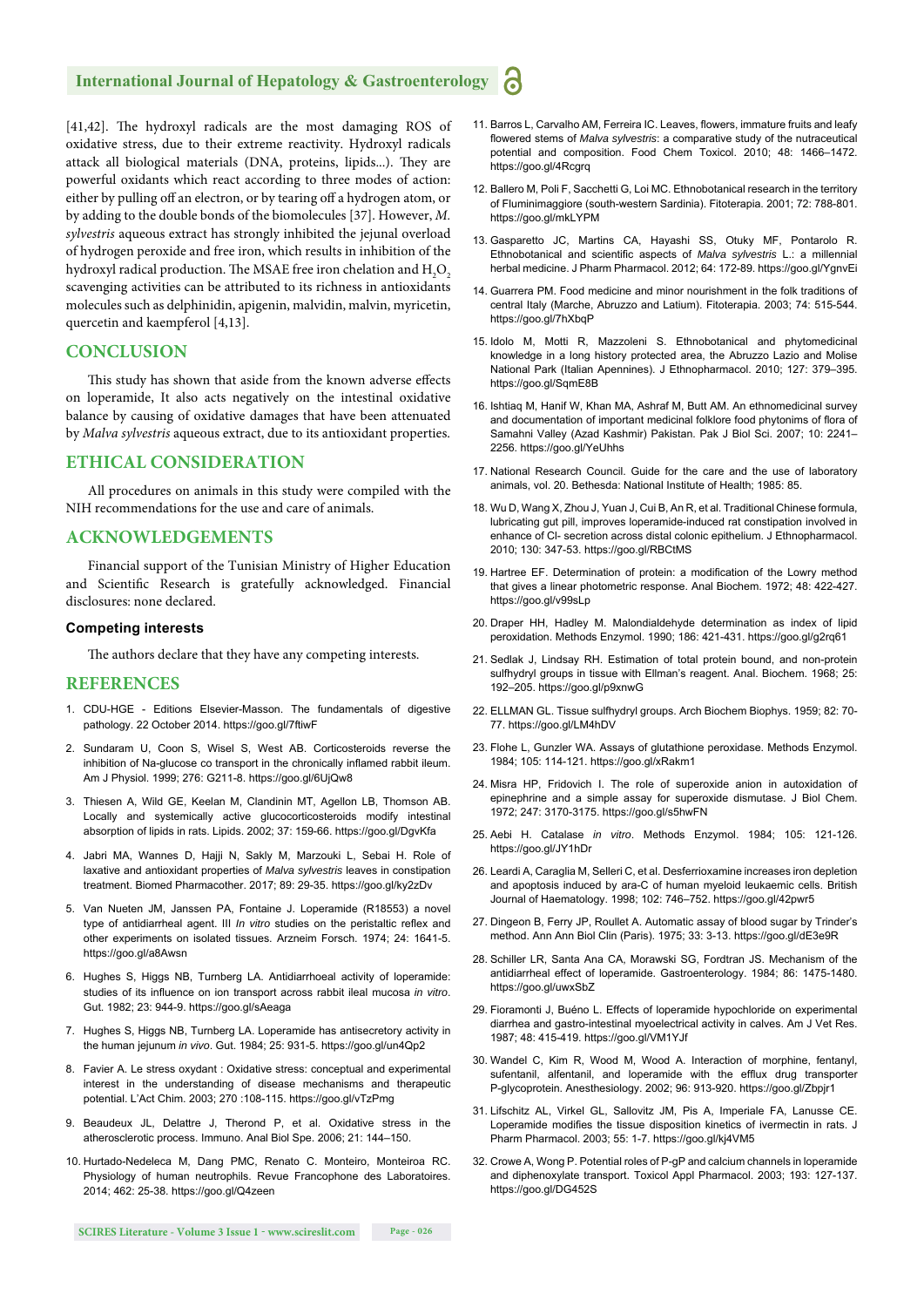[41,42]. The hydroxyl radicals are the most damaging ROS of oxidative stress, due to their extreme reactivity. Hydroxyl radicals attack all biological materials (DNA, proteins, lipids...). They are powerful oxidants which react according to three modes of action: either by pulling off an electron, or by tearing off a hydrogen atom, or by adding to the double bonds of the biomolecules [37]. However, *M. sylvestris* aqueous extract has strongly inhibited the jejunal overload of hydrogen peroxide and free iron, which results in inhibition of the hydroxyl radical production. The MSAE free iron chelation and $H_2O_2$ scavenging activities can be attributed to its richness in antioxidants molecules such as delphinidin, apigenin, malvidin, malvin, myricetin, quercetin and kaempferol [4,13].

## CONCLUSION

This study has shown that aside from the known adverse effects on loperamide, It also acts negatively on the intestinal oxidative balance by causing of oxidative damages that have been attenuated by *Malva sylvestris* aqueous extract, due to its antioxidant properties.

## ETHICAL CONSIDERATION

All procedures on animals in this study were compiled with the NIH recommendations for the use and care of animals.

## ACKNOWLEDGEMENTS

Financial support of the Tunisian Ministry of Higher Education and Scientific Research is gratefully acknowledged. Financial disclosures: none declared.

### Competing interests

The authors declare that they have any competing interests.

## REFERENCES

1. CDU-HGE - Editions Elsevier-Masson. The fundamentals of digestive pathology. 22 October 2014. https://goo.gl/7ftiwF
2. Sundaram U, Coon S, Wisel S, West AB. Corticosteroids reverse the inhibition of Na-glucose co transport in the chronically inflamed rabbit ileum. Am J Physiol. 1999; 276: G211-8. https://goo.gl/6UjQw8
3. Thiesen A, Wild GE, Keelan M, Clandinin MT, Agellon LB, Thomson AB. Locally and systemically active glucocorticosteroids modify intestinal absorption of lipids in rats. Lipids. 2002; 37: 159-66. https://goo.gl/DgvKfa
4. Jabri MA, Wannes D, Hajji N, Sakly M, Marzouki L, Sebai H. Role of laxative and antioxidant properties of *Malva sylvestris* leaves in constipation treatment. Biomed Pharmacother. 2017; 89: 29-35. https://goo.gl/ky2zDv
5. Van Nueten JM, Janssen PA, Fontaine J. Loperamide (R18553) a novel type of antidiarrheal agent. III *In vitro* studies on the peristaltic reflex and other experiments on isolated tissues. Arzneim Forsch. 1974; 24: 1641-5. https://goo.gl/a8Awsn
6. Hughes S, Higgs NB, Turnberg LA. Antidiarrhoeal activity of loperamide: studies of its influence on ion transport across rabbit ileal mucosa *in vitro*. Gut. 1982; 23: 944-9. https://goo.gl/sAeaga
7. Hughes S, Higgs NB, Turnberg LA. Loperamide has antisecretory activity in the human jejunum *in vivo*. Gut. 1984; 25: 931-5. https://goo.gl/un4Qp2
8. Favier A. Le stress oxydant : Oxidative stress: conceptual and experimental interest in the understanding of disease mechanisms and therapeutic potential. L'Act Chim. 2003; 270 :108-115. https://goo.gl/vTzPmg
9. Beaudeux JL, Delattre J, Therond P, et al. Oxidative stress in the atherosclerotic process. Immuno. Anal Biol Spe. 2006; 21: 144–150.
10. Hurtado-Nedeleca M, Dang PMC, Renato C. Monteiro, Monteiroa RC. Physiology of human neutrophils. Revue Francophone des Laboratoires. 2014; 462: 25-38. https://goo.gl/Q4zeen
11. Barros L, Carvalho AM, Ferreira IC. Leaves, flowers, immature fruits and leafy flowered stems of *Malva sylvestris*: a comparative study of the nutraceutical potential and composition. Food Chem Toxicol. 2010; 48: 1466–1472. https://goo.gl/4Rcgrq
12. Ballero M, Poli F, Sacchetti G, Loi MC. Ethnobotanical research in the territory of Fluminimaggiore (south-western Sardinia). Fitoterapia. 2001; 72: 788-801. https://goo.gl/mkLYPM
13. Gasparetto JC, Martins CA, Hayashi SS, Otuky MF, Pontarolo R. Ethnobotanical and scientific aspects of *Malva sylvestris* L.: a millennial herbal medicine. J Pharm Pharmacol. 2012; 64: 172-89. https://goo.gl/YgnvEi
14. Guarrera PM. Food medicine and minor nourishment in the folk traditions of central Italy (Marche, Abruzzo and Latium). Fitoterapia. 2003; 74: 515-544. https://goo.gl/7hXbqP
15. Idolo M, Motti R, Mazzoleni S. Ethnobotanical and phytomedicinal knowledge in a long history protected area, the Abruzzo Lazio and Molise National Park (Italian Apennines). J Ethnopharmacol. 2010; 127: 379–395. https://goo.gl/SqmE8B
16. Ishtiaq M, Hanif W, Khan MA, Ashraf M, Butt AM. An ethnomedicinal survey and documentation of important medicinal folklore food phytonims of flora of Samahni Valley (Azad Kashmir) Pakistan. Pak J Biol Sci. 2007; 10: 2241–2256. https://goo.gl/YeUhhs
17. National Research Council. Guide for the care and the use of laboratory animals, vol. 20. Bethesda: National Institute of Health; 1985: 85.
18. Wu D, Wang X, Zhou J, Yuan J, Cui B, An R, et al. Traditional Chinese formula, lubricating gut pill, improves loperamide-induced rat constipation involved in enhance of Cl- secretion across distal colonic epithelium. J Ethnopharmacol. 2010; 130: 347-53. https://goo.gl/RBCtMS
19. Hartree EF. Determination of protein: a modification of the Lowry method that gives a linear photometric response. Anal Biochem. 1972; 48: 422-427. https://goo.gl/v99sLp
20. Draper HH, Hadley M. Malondialdehyde determination as index of lipid peroxidation. Methods Enzymol. 1990; 186: 421-431. https://goo.gl/g2rq61
21. Sedlak J, Lindsay RH. Estimation of total protein bound, and non-protein sulfhydryl groups in tissue with Ellman's reagent. Anal. Biochem. 1968; 25: 192–205. https://goo.gl/p9xnwG
22. ELLMAN GL. Tissue sulfhydryl groups. Arch Biochem Biophys. 1959; 82: 70-77. https://goo.gl/LM4hDV
23. Flohe L, Gunzler WA. Assays of glutathione peroxidase. Methods Enzymol. 1984; 105: 114-121. https://goo.gl/xRakm1
24. Misra HP, Fridovich I. The role of superoxide anion in autoxidation of epinephrine and a simple assay for superoxide dismutase. J Biol Chem. 1972; 247: 3170-3175. https://goo.gl/s5hwFN
25. Aebi H. Catalase *in vitro*. Methods Enzymol. 1984; 105: 121-126. https://goo.gl/JY1hDr
26. Leardi A, Caraglia M, Selleri C, et al. Desferrioxamine increases iron depletion and apoptosis induced by ara-C of human myeloid leukaemic cells. British Journal of Haematology. 1998; 102: 746–752. https://goo.gl/42pwr5
27. Dingeon B, Ferry JP, Roullet A. Automatic assay of blood sugar by Trinder's method. Ann Ann Biol Clin (Paris). 1975; 33: 3-13. https://goo.gl/dE3e9R
28. Schiller LR, Santa Ana CA, Morawski SG, Fordtran JS. Mechanism of the antidiarrheal effect of loperamide. Gastroenterology. 1984; 86: 1475-1480. https://goo.gl/uwxSbZ
29. Fioramonti J, Buéno L. Effects of loperamide hypochloride on experimental diarrhea and gastro-intestinal myoelectrical activity in calves. Am J Vet Res. 1987; 48: 415-419. https://goo.gl/VM1YJf
30. Wandel C, Kim R, Wood M, Wood A. Interaction of morphine, fentanyl, sufentanil, alfentanil, and loperamide with the efflux drug transporter P-glycoprotein. Anesthesiology. 2002; 96: 913-920. https://goo.gl/Zbpjr1
31. Lifschitz AL, Virkel GL, Sallovitz JM, Pis A, Imperiale FA, Lanusse CE. Loperamide modifies the tissue disposition kinetics of ivermectin in rats. J Pharm Pharmacol. 2003; 55: 1-7. https://goo.gl/kj4VM5
32. Crowe A, Wong P. Potential roles of P-gP and calcium channels in loperamide and diphenoxylate transport. Toxicol Appl Pharmacol. 2003; 193: 127-137. https://goo.gl/DG452S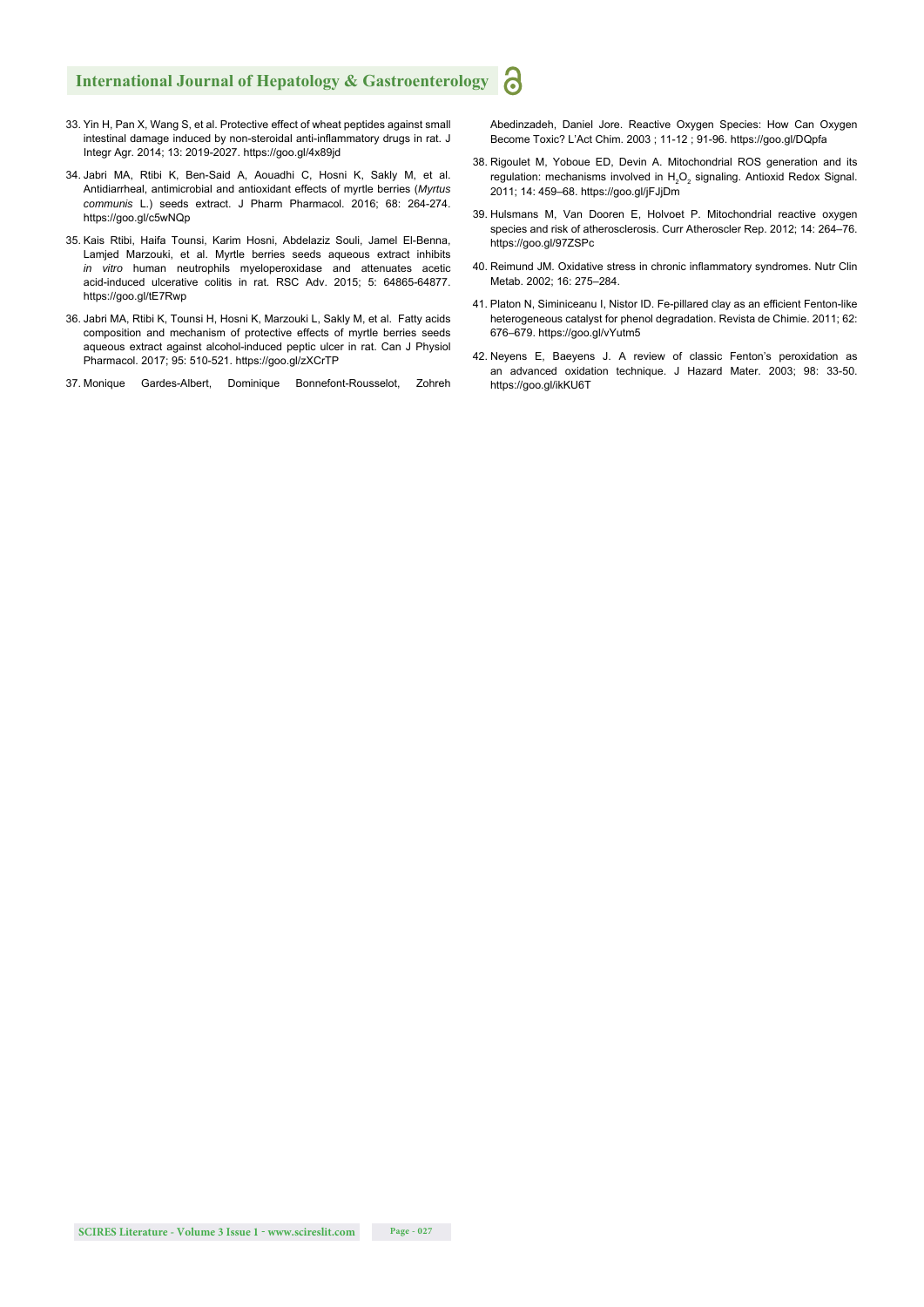33. Yin H, Pan X, Wang S, et al. Protective effect of wheat peptides against small intestinal damage induced by non-steroidal anti-inflammatory drugs in rat. J Integr Agr. 2014; 13: 2019-2027. https://goo.gl/4x89jd

34. Jabri MA, Rtibi K, Ben-Said A, Aouadhi C, Hosni K, Sakly M, et al. Antidiarrheal, antimicrobial and antioxidant effects of myrtle berries (*Myrtus communis* L.) seeds extract. J Pharm Pharmacol. 2016; 68: 264-274. https://goo.gl/c5wNQp

35. Kais Rtibi, Haifa Tounsi, Karim Hosni, Abdelaziz Souli, Jamel El-Benna, Lamjed Marzouki, et al. Myrtle berries seeds aqueous extract inhibits *in vitro* human neutrophils myeloperoxidase and attenuates acetic acid-induced ulcerative colitis in rat. RSC Adv. 2015; 5: 64865-64877. https://goo.gl/tE7Rwp

36. Jabri MA, Rtibi K, Tounsi H, Hosni K, Marzouki L, Sakly M, et al. Fatty acids composition and mechanism of protective effects of myrtle berries seeds aqueous extract against alcohol-induced peptic ulcer in rat. Can J Physiol Pharmacol. 2017; 95: 510-521. https://goo.gl/zXCrTP

37. Monique Gardes-Albert, Dominique Bonnefont-Rousselot, Zohreh Abedinzadeh, Daniel Jore. Reactive Oxygen Species: How Can Oxygen Become Toxic? L'Act Chim. 2003 ; 11-12 ; 91-96. https://goo.gl/DQpfa

38. Rigoulet M, Yoboue ED, Devin A. Mitochondrial ROS generation and its regulation: mechanisms involved in $H_2O_2$ signaling. Antioxid Redox Signal. 2011; 14: 459–68. https://goo.gl/jFJjDm

39. Hulsmans M, Van Dooren E, Holvoet P. Mitochondrial reactive oxygen species and risk of atherosclerosis. Curr Atheroscler Rep. 2012; 14: 264–76. https://goo.gl/97ZSPc

40. Reimund JM. Oxidative stress in chronic inflammatory syndromes. Nutr Clin Metab. 2002; 16: 275–284.

41. Platon N, Siminiceanu I, Nistor ID. Fe-pillared clay as an efficient Fenton-like heterogeneous catalyst for phenol degradation. Revista de Chimie. 2011; 62: 676–679. https://goo.gl/vYutm5

42. Neyens E, Baeyens J. A review of classic Fenton's peroxidation as an advanced oxidation technique. J Hazard Mater. 2003; 98: 33-50. https://goo.gl/ikKU6T